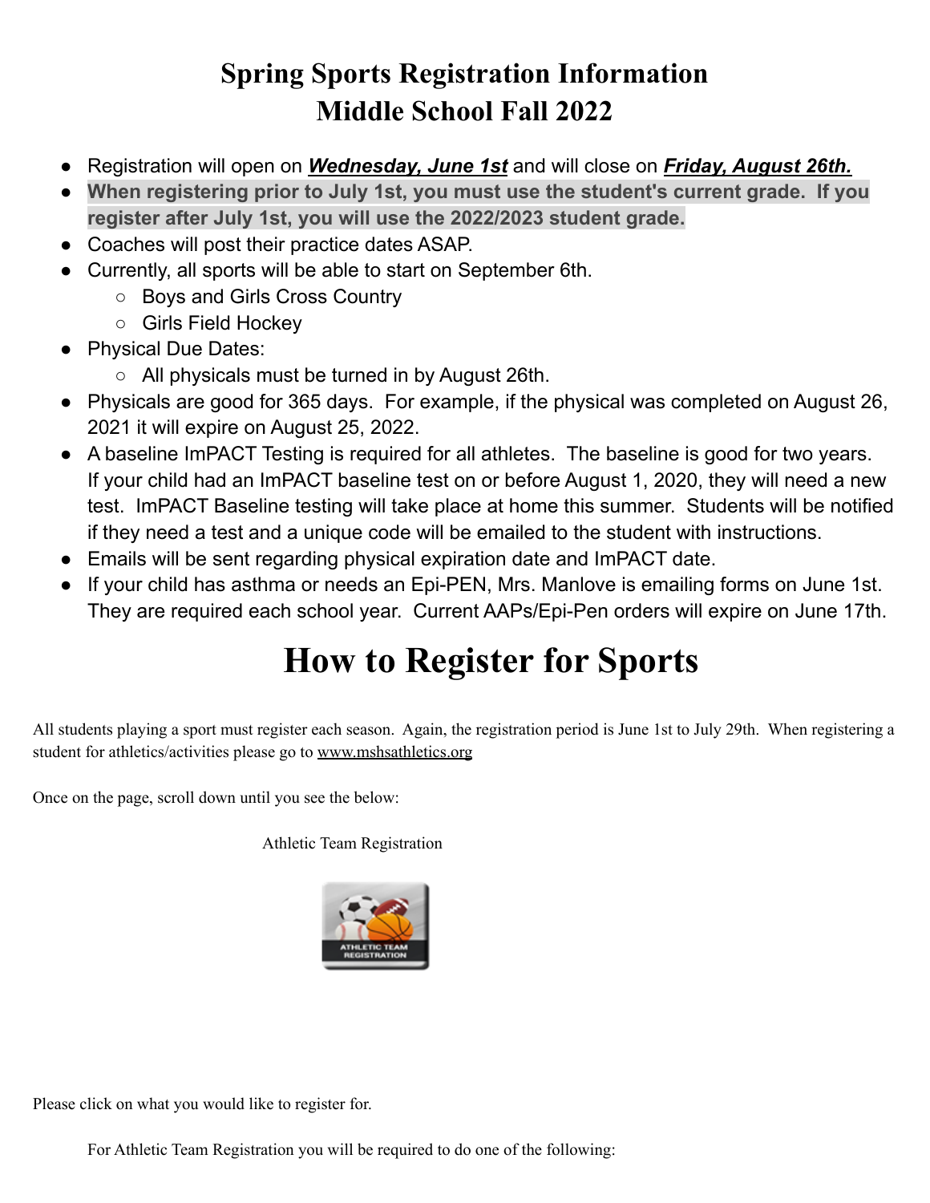# Spring Sports Registration Information
# Middle School Fall 2022

- Registration will open on ***Wednesday, June 1st*** and will close on ***Friday, August 26th.***
- **When registering prior to July 1st, you must use the student's current grade. If you register after July 1st, you will use the 2022/2023 student grade.**
- Coaches will post their practice dates ASAP.
- Currently, all sports will be able to start on September 6th.
  - Boys and Girls Cross Country
  - Girls Field Hockey
- Physical Due Dates:
  - All physicals must be turned in by August 26th.
- Physicals are good for 365 days. For example, if the physical was completed on August 26, 2021 it will expire on August 25, 2022.
- A baseline ImPACT Testing is required for all athletes. The baseline is good for two years. If your child had an ImPACT baseline test on or before August 1, 2020, they will need a new test. ImPACT Baseline testing will take place at home this summer. Students will be notified if they need a test and a unique code will be emailed to the student with instructions.
- Emails will be sent regarding physical expiration date and ImPACT date.
- If your child has asthma or needs an Epi-PEN, Mrs. Manlove is emailing forms on June 1st. They are required each school year. Current AAPs/Epi-Pen orders will expire on June 17th.

# How to Register for Sports

All students playing a sport must register each season. Again, the registration period is June 1st to July 29th. When registering a student for athletics/activities please go to www.mshsathletics.org

Once on the page, scroll down until you see the below:

Athletic Team Registration

ATHLETIC TEAM REGISTRATION

Please click on what you would like to register for.

For Athletic Team Registration you will be required to do one of the following: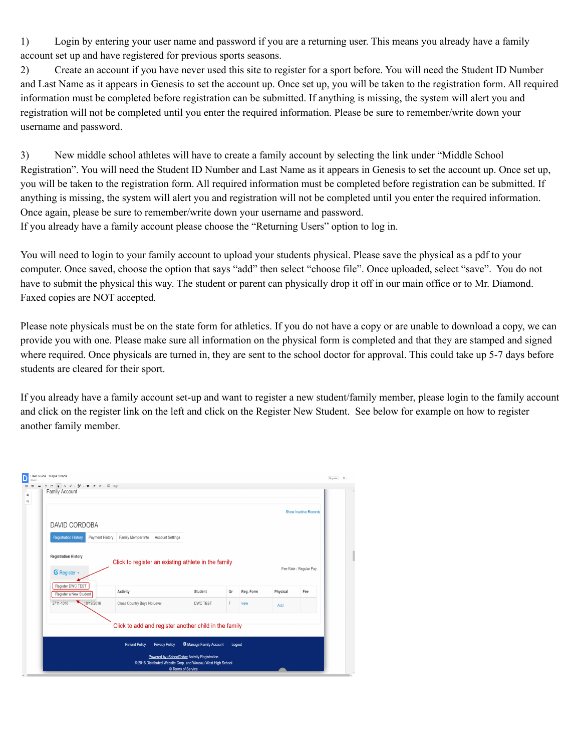1) Login by entering your user name and password if you are a returning user. This means you already have a family account set up and have registered for previous sports seasons.

2) Create an account if you have never used this site to register for a sport before. You will need the Student ID Number and Last Name as it appears in Genesis to set the account up. Once set up, you will be taken to the registration form. All required information must be completed before registration can be submitted. If anything is missing, the system will alert you and registration will not be completed until you enter the required information. Please be sure to remember/write down your username and password.

3) New middle school athletes will have to create a family account by selecting the link under "Middle School Registration". You will need the Student ID Number and Last Name as it appears in Genesis to set the account up. Once set up, you will be taken to the registration form. All required information must be completed before registration can be submitted. If anything is missing, the system will alert you and registration will not be completed until you enter the required information. Once again, please be sure to remember/write down your username and password.

If you already have a family account please choose the "Returning Users" option to log in.

You will need to login to your family account to upload your students physical. Please save the physical as a pdf to your computer. Once saved, choose the option that says "add" then select "choose file". Once uploaded, select "save". You do not have to submit the physical this way. The student or parent can physically drop it off in our main office or to Mr. Diamond. Faxed copies are NOT accepted.

Please note physicals must be on the state form for athletics. If you do not have a copy or are unable to download a copy, we can provide you with one. Please make sure all information on the physical form is completed and that they are stamped and signed where required. Once physicals are turned in, they are sent to the school doctor for approval. This could take up 5-7 days before students are cleared for their sport.

If you already have a family account set-up and want to register a new student/family member, please login to the family account and click on the register link on the left and click on the Register New Student. See below for example on how to register another family member.

User Guide_ Maple Shade

Family Account

Show Inactive Records

DAVID CORDOBA

Registration History | Payment History | Family Member Info | Account Settings

Registration History

Click to register an existing athlete in the family

Fee Rate : Regular Pay

Register

Register DWC TEST

Register a New Student

| | | Activity | Student | Gr | Reg. Form | Physical | Fee |
|---|---|---|---|---|---|---|---|
| 2711-1016 | 10/19/2016 | Cross Country Boys No Level | DWC TEST | 7 | view | Add | |

Click to add and register another child in the family

Refund Policy Privacy Policy Manage Family Account Logout

Powered by rSchoolToday Activity Registration

© 2016 Distributed Website Corp. and Wausau West High School

© Terms of Service